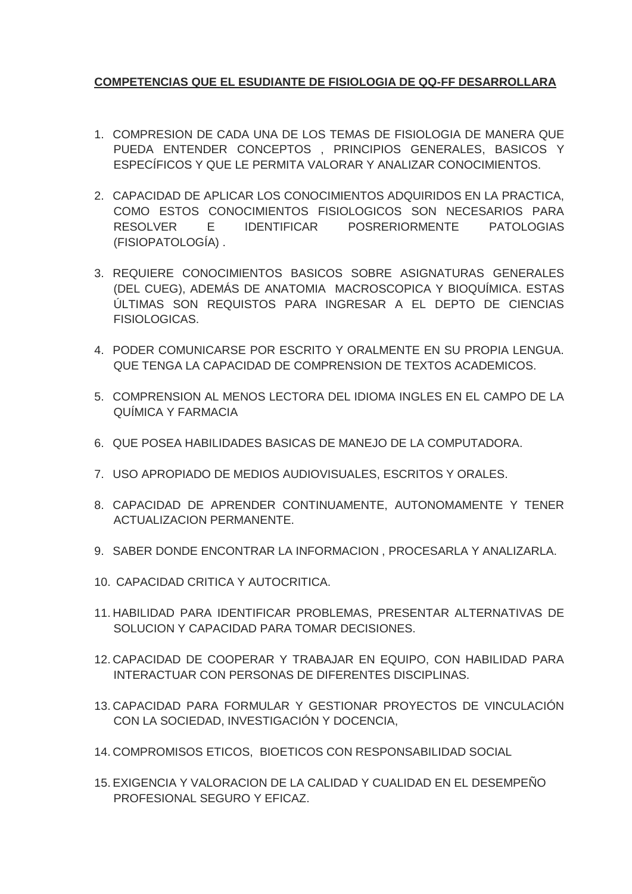**COMPETENCIAS QUE EL ESUDIANTE DE FISIOLOGIA DE QQ-FF DESARROLLARA**

1. COMPRESION DE CADA UNA DE LOS TEMAS DE FISIOLOGIA DE MANERA QUE PUEDA ENTENDER CONCEPTOS , PRINCIPIOS GENERALES, BASICOS Y ESPECÍFICOS Y QUE LE PERMITA VALORAR Y ANALIZAR CONOCIMIENTOS.

2. CAPACIDAD DE APLICAR LOS CONOCIMIENTOS ADQUIRIDOS EN LA PRACTICA, COMO ESTOS CONOCIMIENTOS FISIOLOGICOS SON NECESARIOS PARA RESOLVER E IDENTIFICAR POSRERIORMENTE PATOLOGIAS (FISIOPATOLOGÍA) .

3. REQUIERE CONOCIMIENTOS BASICOS SOBRE ASIGNATURAS GENERALES (DEL CUEG), ADEMÁS DE ANATOMIA MACROSCOPICA Y BIOQUÍMICA. ESTAS ÚLTIMAS SON REQUISTOS PARA INGRESAR A EL DEPTO DE CIENCIAS FISIOLOGICAS.

4. PODER COMUNICARSE POR ESCRITO Y ORALMENTE EN SU PROPIA LENGUA. QUE TENGA LA CAPACIDAD DE COMPRENSION DE TEXTOS ACADEMICOS.

5. COMPRENSION AL MENOS LECTORA DEL IDIOMA INGLES EN EL CAMPO DE LA QUÍMICA Y FARMACIA

6. QUE POSEA HABILIDADES BASICAS DE MANEJO DE LA COMPUTADORA.

7. USO APROPIADO DE MEDIOS AUDIOVISUALES, ESCRITOS Y ORALES.

8. CAPACIDAD DE APRENDER CONTINUAMENTE, AUTONOMAMENTE Y TENER ACTUALIZACION PERMANENTE.

9. SABER DONDE ENCONTRAR LA INFORMACION , PROCESARLA Y ANALIZARLA.

10. CAPACIDAD CRITICA Y AUTOCRITICA.

11. HABILIDAD PARA IDENTIFICAR PROBLEMAS, PRESENTAR ALTERNATIVAS DE SOLUCION Y CAPACIDAD PARA TOMAR DECISIONES.

12. CAPACIDAD DE COOPERAR Y TRABAJAR EN EQUIPO, CON HABILIDAD PARA INTERACTUAR CON PERSONAS DE DIFERENTES DISCIPLINAS.

13. CAPACIDAD PARA FORMULAR Y GESTIONAR PROYECTOS DE VINCULACIÓN CON LA SOCIEDAD, INVESTIGACIÓN Y DOCENCIA,

14. COMPROMISOS ETICOS, BIOETICOS CON RESPONSABILIDAD SOCIAL

15. EXIGENCIA Y VALORACION DE LA CALIDAD Y CUALIDAD EN EL DESEMPEÑO PROFESIONAL SEGURO Y EFICAZ.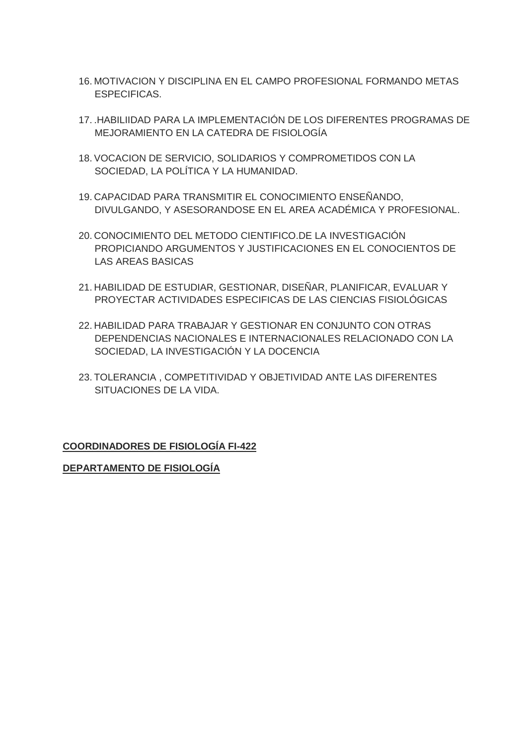16. MOTIVACION Y DISCIPLINA EN EL CAMPO PROFESIONAL FORMANDO METAS ESPECIFICAS.

17. .HABILIIDAD PARA LA IMPLEMENTACIÓN DE LOS DIFERENTES PROGRAMAS DE MEJORAMIENTO EN LA CATEDRA DE FISIOLOGÍA

18. VOCACION DE SERVICIO, SOLIDARIOS Y COMPROMETIDOS CON LA SOCIEDAD, LA POLÍTICA Y LA HUMANIDAD.

19. CAPACIDAD PARA TRANSMITIR EL CONOCIMIENTO ENSEÑANDO, DIVULGANDO, Y ASESORANDOSE EN EL AREA ACADÉMICA Y PROFESIONAL.

20. CONOCIMIENTO DEL METODO CIENTIFICO.DE LA INVESTIGACIÓN PROPICIANDO ARGUMENTOS Y JUSTIFICACIONES EN EL CONOCIENTOS DE LAS AREAS BASICAS

21. HABILIDAD DE ESTUDIAR, GESTIONAR, DISEÑAR, PLANIFICAR, EVALUAR Y PROYECTAR ACTIVIDADES ESPECIFICAS DE LAS CIENCIAS FISIOLÓGICAS

22. HABILIDAD PARA TRABAJAR Y GESTIONAR EN CONJUNTO CON OTRAS DEPENDENCIAS NACIONALES E INTERNACIONALES RELACIONADO CON LA SOCIEDAD, LA INVESTIGACIÓN Y LA DOCENCIA

23. TOLERANCIA , COMPETITIVIDAD Y OBJETIVIDAD ANTE LAS DIFERENTES SITUACIONES DE LA VIDA.

**COORDINADORES DE FISIOLOGÍA FI-422**

**DEPARTAMENTO DE FISIOLOGÍA**